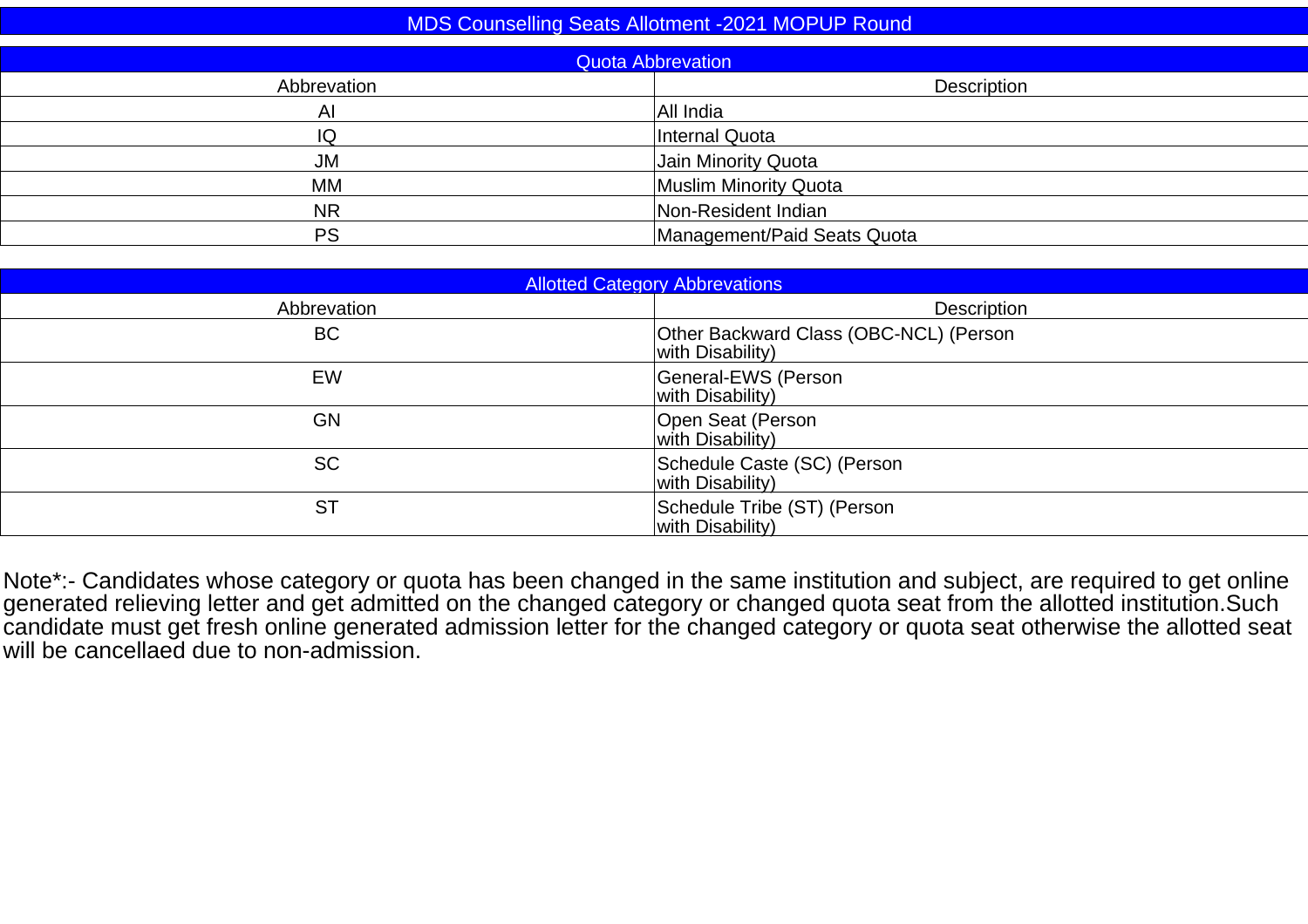# MDS Counselling Seats Allotment -2021 MOPUP Round

## Quota Abbrevation

| Abbrevation | Description |
| --- | --- |
| AI | All India |
| IQ | Internal Quota |
| JM | Jain Minority Quota |
| MM | Muslim Minority Quota |
| NR | Non-Resident Indian |
| PS | Management/Paid Seats Quota |

## Allotted Category Abbrevations

| Abbrevation | Description |
| --- | --- |
| BC | Other Backward Class (OBC-NCL) (Person with Disability) |
| EW | General-EWS (Person with Disability) |
| GN | Open Seat (Person with Disability) |
| SC | Schedule Caste (SC) (Person with Disability) |
| ST | Schedule Tribe (ST) (Person with Disability) |

Note*:- Candidates whose category or quota has been changed in the same institution and subject, are required to get online generated relieving letter and get admitted on the changed category or changed quota seat from the allotted institution.Such candidate must get fresh online generated admission letter for the changed category or quota seat otherwise the allotted seat will be cancellaed due to non-admission.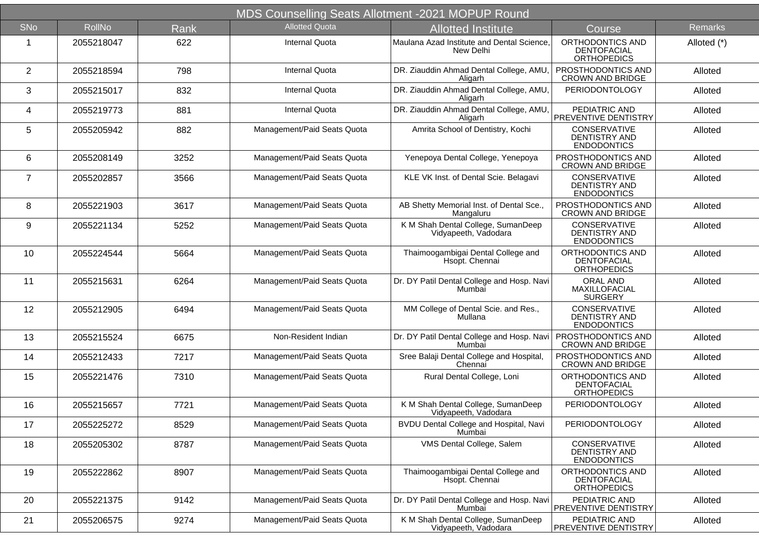| MDS Counselling Seats Allotment -2021 MOPUP Round | | | | | | |
|---|---|---|---|---|---|---|
| SNo | RollNo | Rank | Allotted Quota | Allotted Institute | Course | Remarks |
| 1 | 2055218047 | 622 | Internal Quota | Maulana Azad Institute and Dental Science, New Delhi | ORTHODONTICS AND DENTOFACIAL ORTHOPEDICS | Alloted (*) |
| 2 | 2055218594 | 798 | Internal Quota | DR. Ziauddin Ahmad Dental College, AMU, Aligarh | PROSTHODONTICS AND CROWN AND BRIDGE | Alloted |
| 3 | 2055215017 | 832 | Internal Quota | DR. Ziauddin Ahmad Dental College, AMU, Aligarh | PERIODONTOLOGY | Alloted |
| 4 | 2055219773 | 881 | Internal Quota | DR. Ziauddin Ahmad Dental College, AMU, Aligarh | PEDIATRIC AND PREVENTIVE DENTISTRY | Alloted |
| 5 | 2055205942 | 882 | Management/Paid Seats Quota | Amrita School of Dentistry, Kochi | CONSERVATIVE DENTISTRY AND ENDODONTICS | Alloted |
| 6 | 2055208149 | 3252 | Management/Paid Seats Quota | Yenepoya Dental College, Yenepoya | PROSTHODONTICS AND CROWN AND BRIDGE | Alloted |
| 7 | 2055202857 | 3566 | Management/Paid Seats Quota | KLE VK Inst. of Dental Scie. Belagavi | CONSERVATIVE DENTISTRY AND ENDODONTICS | Alloted |
| 8 | 2055221903 | 3617 | Management/Paid Seats Quota | AB Shetty Memorial Inst. of Dental Sce., Mangaluru | PROSTHODONTICS AND CROWN AND BRIDGE | Alloted |
| 9 | 2055221134 | 5252 | Management/Paid Seats Quota | K M Shah Dental College, SumanDeep Vidyapeeth, Vadodara | CONSERVATIVE DENTISTRY AND ENDODONTICS | Alloted |
| 10 | 2055224544 | 5664 | Management/Paid Seats Quota | Thaimoogambigai Dental College and Hsopt. Chennai | ORTHODONTICS AND DENTOFACIAL ORTHOPEDICS | Alloted |
| 11 | 2055215631 | 6264 | Management/Paid Seats Quota | Dr. DY Patil Dental College and Hosp. Navi Mumbai | ORAL AND MAXILLOFACIAL SURGERY | Alloted |
| 12 | 2055212905 | 6494 | Management/Paid Seats Quota | MM College of Dental Scie. and Res., Mullana | CONSERVATIVE DENTISTRY AND ENDODONTICS | Alloted |
| 13 | 2055215524 | 6675 | Non-Resident Indian | Dr. DY Patil Dental College and Hosp. Navi Mumbai | PROSTHODONTICS AND CROWN AND BRIDGE | Alloted |
| 14 | 2055212433 | 7217 | Management/Paid Seats Quota | Sree Balaji Dental College and Hospital, Chennai | PROSTHODONTICS AND CROWN AND BRIDGE | Alloted |
| 15 | 2055221476 | 7310 | Management/Paid Seats Quota | Rural Dental College, Loni | ORTHODONTICS AND DENTOFACIAL ORTHOPEDICS | Alloted |
| 16 | 2055215657 | 7721 | Management/Paid Seats Quota | K M Shah Dental College, SumanDeep Vidyapeeth, Vadodara | PERIODONTOLOGY | Alloted |
| 17 | 2055225272 | 8529 | Management/Paid Seats Quota | BVDU Dental College and Hospital, Navi Mumbai | PERIODONTOLOGY | Alloted |
| 18 | 2055205302 | 8787 | Management/Paid Seats Quota | VMS Dental College, Salem | CONSERVATIVE DENTISTRY AND ENDODONTICS | Alloted |
| 19 | 2055222862 | 8907 | Management/Paid Seats Quota | Thaimoogambigai Dental College and Hsopt. Chennai | ORTHODONTICS AND DENTOFACIAL ORTHOPEDICS | Alloted |
| 20 | 2055221375 | 9142 | Management/Paid Seats Quota | Dr. DY Patil Dental College and Hosp. Navi Mumbai | PEDIATRIC AND PREVENTIVE DENTISTRY | Alloted |
| 21 | 2055206575 | 9274 | Management/Paid Seats Quota | K M Shah Dental College, SumanDeep Vidyapeeth, Vadodara | PEDIATRIC AND PREVENTIVE DENTISTRY | Alloted |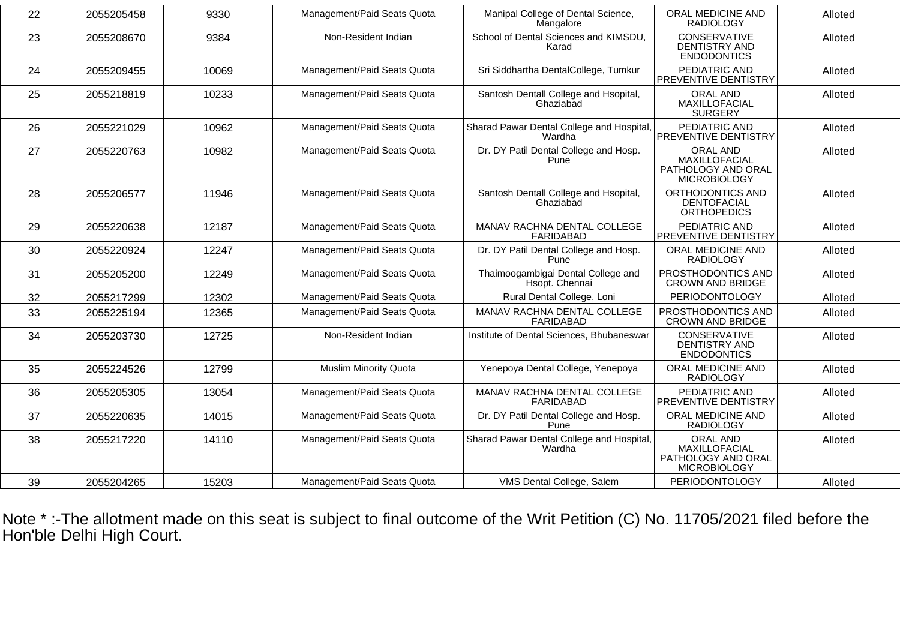| | | | | | | |
|---|---|---|---|---|---|---|
| 22 | 2055205458 | 9330 | Management/Paid Seats Quota | Manipal College of Dental Science, Mangalore | ORAL MEDICINE AND RADIOLOGY | Alloted |
| 23 | 2055208670 | 9384 | Non-Resident Indian | School of Dental Sciences and KIMSDU, Karad | CONSERVATIVE DENTISTRY AND ENDODONTICS | Alloted |
| 24 | 2055209455 | 10069 | Management/Paid Seats Quota | Sri Siddhartha DentalCollege, Tumkur | PEDIATRIC AND PREVENTIVE DENTISTRY | Alloted |
| 25 | 2055218819 | 10233 | Management/Paid Seats Quota | Santosh Dentall College and Hsopital, Ghaziabad | ORAL AND MAXILLOFACIAL SURGERY | Alloted |
| 26 | 2055221029 | 10962 | Management/Paid Seats Quota | Sharad Pawar Dental College and Hospital, Wardha | PEDIATRIC AND PREVENTIVE DENTISTRY | Alloted |
| 27 | 2055220763 | 10982 | Management/Paid Seats Quota | Dr. DY Patil Dental College and Hosp. Pune | ORAL AND MAXILLOFACIAL PATHOLOGY AND ORAL MICROBIOLOGY | Alloted |
| 28 | 2055206577 | 11946 | Management/Paid Seats Quota | Santosh Dentall College and Hsopital, Ghaziabad | ORTHODONTICS AND DENTOFACIAL ORTHOPEDICS | Alloted |
| 29 | 2055220638 | 12187 | Management/Paid Seats Quota | MANAV RACHNA DENTAL COLLEGE FARIDABAD | PEDIATRIC AND PREVENTIVE DENTISTRY | Alloted |
| 30 | 2055220924 | 12247 | Management/Paid Seats Quota | Dr. DY Patil Dental College and Hosp. Pune | ORAL MEDICINE AND RADIOLOGY | Alloted |
| 31 | 2055205200 | 12249 | Management/Paid Seats Quota | Thaimoogambigai Dental College and Hsopt. Chennai | PROSTHODONTICS AND CROWN AND BRIDGE | Alloted |
| 32 | 2055217299 | 12302 | Management/Paid Seats Quota | Rural Dental College, Loni | PERIODONTOLOGY | Alloted |
| 33 | 2055225194 | 12365 | Management/Paid Seats Quota | MANAV RACHNA DENTAL COLLEGE FARIDABAD | PROSTHODONTICS AND CROWN AND BRIDGE | Alloted |
| 34 | 2055203730 | 12725 | Non-Resident Indian | Institute of Dental Sciences, Bhubaneswar | CONSERVATIVE DENTISTRY AND ENDODONTICS | Alloted |
| 35 | 2055224526 | 12799 | Muslim Minority Quota | Yenepoya Dental College, Yenepoya | ORAL MEDICINE AND RADIOLOGY | Alloted |
| 36 | 2055205305 | 13054 | Management/Paid Seats Quota | MANAV RACHNA DENTAL COLLEGE FARIDABAD | PEDIATRIC AND PREVENTIVE DENTISTRY | Alloted |
| 37 | 2055220635 | 14015 | Management/Paid Seats Quota | Dr. DY Patil Dental College and Hosp. Pune | ORAL MEDICINE AND RADIOLOGY | Alloted |
| 38 | 2055217220 | 14110 | Management/Paid Seats Quota | Sharad Pawar Dental College and Hospital, Wardha | ORAL AND MAXILLOFACIAL PATHOLOGY AND ORAL MICROBIOLOGY | Alloted |
| 39 | 2055204265 | 15203 | Management/Paid Seats Quota | VMS Dental College, Salem | PERIODONTOLOGY | Alloted |

Note * :-The allotment made on this seat is subject to final outcome of the Writ Petition (C) No. 11705/2021 filed before the Hon'ble Delhi High Court.